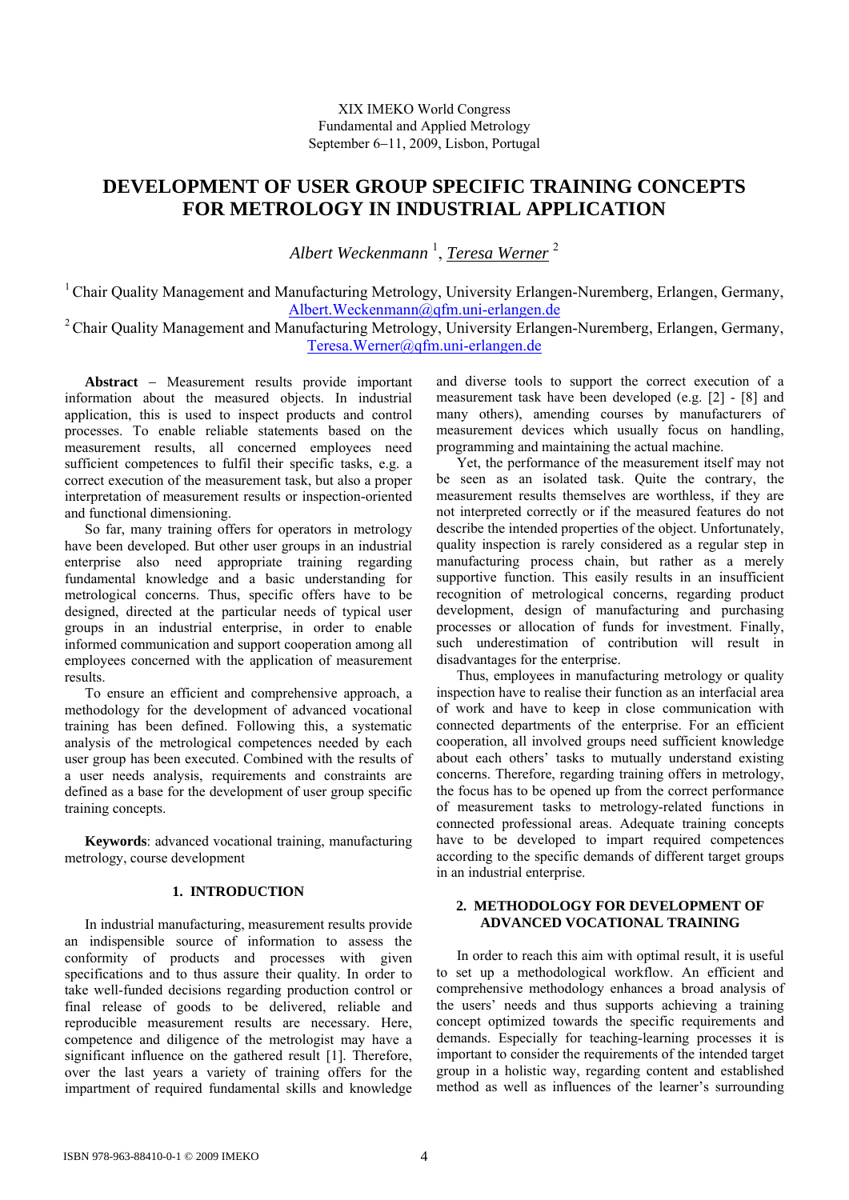XIX IMEKO World Congress
Fundamental and Applied Metrology
September 6–11, 2009, Lisbon, Portugal

# DEVELOPMENT OF USER GROUP SPECIFIC TRAINING CONCEPTS FOR METROLOGY IN INDUSTRIAL APPLICATION

*Albert Weckenmann* [1], *Teresa Werner* [2]

[1] Chair Quality Management and Manufacturing Metrology, University Erlangen-Nuremberg, Erlangen, Germany, Albert.Weckenmann@qfm.uni-erlangen.de

[2] Chair Quality Management and Manufacturing Metrology, University Erlangen-Nuremberg, Erlangen, Germany, Teresa.Werner@qfm.uni-erlangen.de

**Abstract** – Measurement results provide important information about the measured objects. In industrial application, this is used to inspect products and control processes. To enable reliable statements based on the measurement results, all concerned employees need sufficient competences to fulfil their specific tasks, e.g. a correct execution of the measurement task, but also a proper interpretation of measurement results or inspection-oriented and functional dimensioning.

So far, many training offers for operators in metrology have been developed. But other user groups in an industrial enterprise also need appropriate training regarding fundamental knowledge and a basic understanding for metrological concerns. Thus, specific offers have to be designed, directed at the particular needs of typical user groups in an industrial enterprise, in order to enable informed communication and support cooperation among all employees concerned with the application of measurement results.

To ensure an efficient and comprehensive approach, a methodology for the development of advanced vocational training has been defined. Following this, a systematic analysis of the metrological competences needed by each user group has been executed. Combined with the results of a user needs analysis, requirements and constraints are defined as a base for the development of user group specific training concepts.

**Keywords**: advanced vocational training, manufacturing metrology, course development

## 1. INTRODUCTION

In industrial manufacturing, measurement results provide an indispensible source of information to assess the conformity of products and processes with given specifications and to thus assure their quality. In order to take well-funded decisions regarding production control or final release of goods to be delivered, reliable and reproducible measurement results are necessary. Here, competence and diligence of the metrologist may have a significant influence on the gathered result [1]. Therefore, over the last years a variety of training offers for the impartment of required fundamental skills and knowledge and diverse tools to support the correct execution of a measurement task have been developed (e.g. [2] - [8] and many others), amending courses by manufacturers of measurement devices which usually focus on handling, programming and maintaining the actual machine.

Yet, the performance of the measurement itself may not be seen as an isolated task. Quite the contrary, the measurement results themselves are worthless, if they are not interpreted correctly or if the measured features do not describe the intended properties of the object. Unfortunately, quality inspection is rarely considered as a regular step in manufacturing process chain, but rather as a merely supportive function. This easily results in an insufficient recognition of metrological concerns, regarding product development, design of manufacturing and purchasing processes or allocation of funds for investment. Finally, such underestimation of contribution will result in disadvantages for the enterprise.

Thus, employees in manufacturing metrology or quality inspection have to realise their function as an interfacial area of work and have to keep in close communication with connected departments of the enterprise. For an efficient cooperation, all involved groups need sufficient knowledge about each others' tasks to mutually understand existing concerns. Therefore, regarding training offers in metrology, the focus has to be opened up from the correct performance of measurement tasks to metrology-related functions in connected professional areas. Adequate training concepts have to be developed to impart required competences according to the specific demands of different target groups in an industrial enterprise.

## 2. METHODOLOGY FOR DEVELOPMENT OF ADVANCED VOCATIONAL TRAINING

In order to reach this aim with optimal result, it is useful to set up a methodological workflow. An efficient and comprehensive methodology enhances a broad analysis of the users' needs and thus supports achieving a training concept optimized towards the specific requirements and demands. Especially for teaching-learning processes it is important to consider the requirements of the intended target group in a holistic way, regarding content and established method as well as influences of the learner's surrounding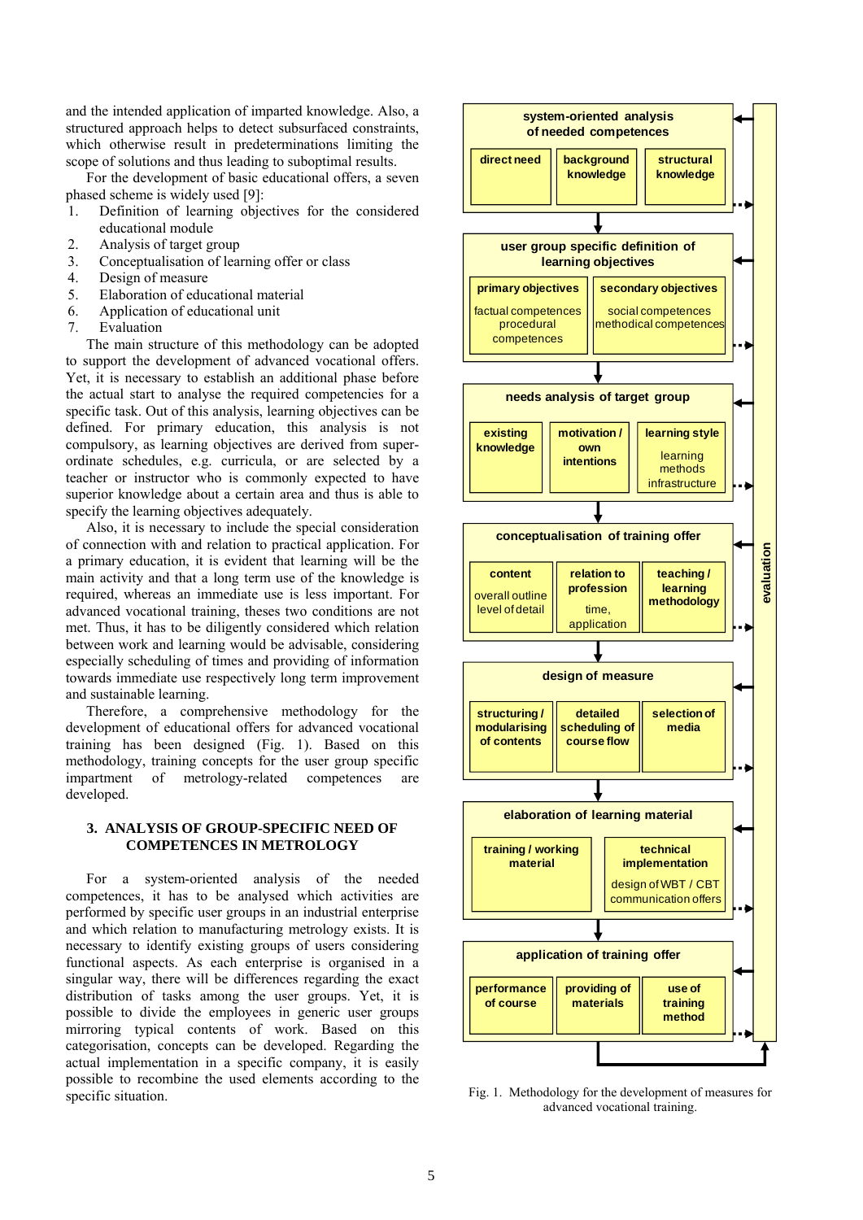and the intended application of imparted knowledge. Also, a structured approach helps to detect subsurfaced constraints, which otherwise result in predeterminations limiting the scope of solutions and thus leading to suboptimal results.

For the development of basic educational offers, a seven phased scheme is widely used [9]:

1. Definition of learning objectives for the considered educational module
2. Analysis of target group
3. Conceptualisation of learning offer or class
4. Design of measure
5. Elaboration of educational material
6. Application of educational unit
7. Evaluation

The main structure of this methodology can be adopted to support the development of advanced vocational offers. Yet, it is necessary to establish an additional phase before the actual start to analyse the required competencies for a specific task. Out of this analysis, learning objectives can be defined. For primary education, this analysis is not compulsory, as learning objectives are derived from super-ordinate schedules, e.g. curricula, or are selected by a teacher or instructor who is commonly expected to have superior knowledge about a certain area and thus is able to specify the learning objectives adequately.

Also, it is necessary to include the special consideration of connection with and relation to practical application. For a primary education, it is evident that learning will be the main activity and that a long term use of the knowledge is required, whereas an immediate use is less important. For advanced vocational training, theses two conditions are not met. Thus, it has to be diligently considered which relation between work and learning would be advisable, considering especially scheduling of times and providing of information towards immediate use respectively long term improvement and sustainable learning.

Therefore, a comprehensive methodology for the development of educational offers for advanced vocational training has been designed (Fig. 1). Based on this methodology, training concepts for the user group specific impartment of metrology-related competences are developed.

## 3. ANALYSIS OF GROUP-SPECIFIC NEED OF COMPETENCES IN METROLOGY

For a system-oriented analysis of the needed competences, it has to be analysed which activities are performed by specific user groups in an industrial enterprise and which relation to manufacturing metrology exists. It is necessary to identify existing groups of users considering functional aspects. As each enterprise is organised in a singular way, there will be differences regarding the exact distribution of tasks among the user groups. Yet, it is possible to divide the employees in generic user groups mirroring typical contents of work. Based on this categorisation, concepts can be developed. Regarding the actual implementation in a specific company, it is easily possible to recombine the used elements according to the specific situation.

**system-oriented analysis of needed competences**
- direct need
- background knowledge
- structural knowledge

**user group specific definition of learning objectives**
- primary objectives: factual competences, procedural competences
- secondary objectives: social competences, methodical competences

**needs analysis of target group**
- existing knowledge
- motivation / own intentions
- learning style: learning methods, infrastructure

**conceptualisation of training offer**
- content: overall outline, level of detail
- relation to profession: time, application
- teaching / learning methodology

**design of measure**
- structuring / modularising of contents
- detailed scheduling of course flow
- selection of media

**elaboration of learning material**
- training / working material
- technical implementation: design of WBT / CBT, communication offers

**application of training offer**
- performance of course
- providing of materials
- use of training method

**evaluation**

Fig. 1. Methodology for the development of measures for advanced vocational training.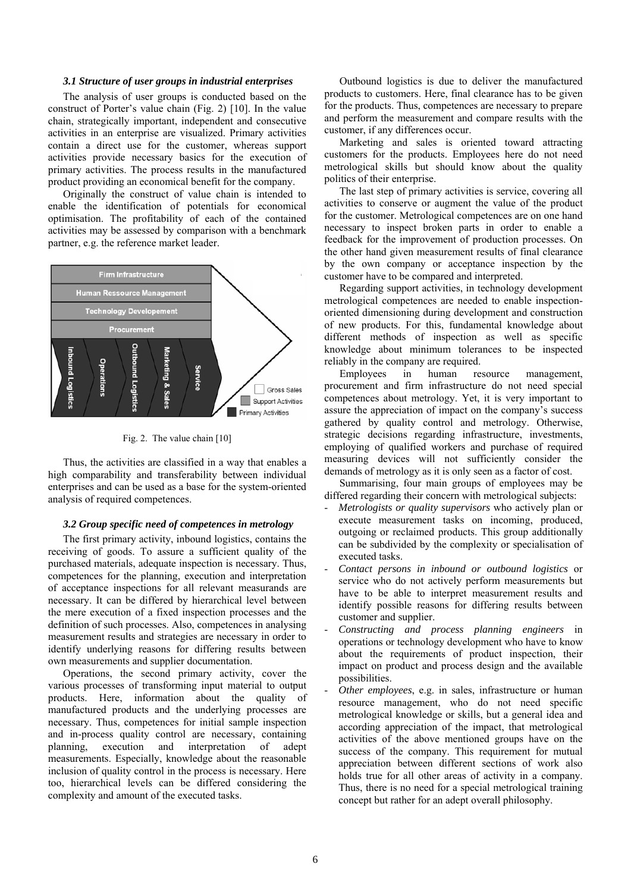### *3.1 Structure of user groups in industrial enterprises*

The analysis of user groups is conducted based on the construct of Porter's value chain (Fig. 2) [10]. In the value chain, strategically important, independent and consecutive activities in an enterprise are visualized. Primary activities contain a direct use for the customer, whereas support activities provide necessary basics for the execution of primary activities. The process results in the manufactured product providing an economical benefit for the company.

Originally the construct of value chain is intended to enable the identification of potentials for economical optimisation. The profitability of each of the contained activities may be assessed by comparison with a benchmark partner, e.g. the reference market leader.

Fig. 2. The value chain [10]

Thus, the activities are classified in a way that enables a high comparability and transferability between individual enterprises and can be used as a base for the system-oriented analysis of required competences.

### *3.2 Group specific need of competences in metrology*

The first primary activity, inbound logistics, contains the receiving of goods. To assure a sufficient quality of the purchased materials, adequate inspection is necessary. Thus, competences for the planning, execution and interpretation of acceptance inspections for all relevant measurands are necessary. It can be differed by hierarchical level between the mere execution of a fixed inspection processes and the definition of such processes. Also, competences in analysing measurement results and strategies are necessary in order to identify underlying reasons for differing results between own measurements and supplier documentation.

Operations, the second primary activity, cover the various processes of transforming input material to output products. Here, information about the quality of manufactured products and the underlying processes are necessary. Thus, competences for initial sample inspection and in-process quality control are necessary, containing planning, execution and interpretation of adept measurements. Especially, knowledge about the reasonable inclusion of quality control in the process is necessary. Here too, hierarchical levels can be differed considering the complexity and amount of the executed tasks.

Outbound logistics is due to deliver the manufactured products to customers. Here, final clearance has to be given for the products. Thus, competences are necessary to prepare and perform the measurement and compare results with the customer, if any differences occur.

Marketing and sales is oriented toward attracting customers for the products. Employees here do not need metrological skills but should know about the quality politics of their enterprise.

The last step of primary activities is service, covering all activities to conserve or augment the value of the product for the customer. Metrological competences are on one hand necessary to inspect broken parts in order to enable a feedback for the improvement of production processes. On the other hand given measurement results of final clearance by the own company or acceptance inspection by the customer have to be compared and interpreted.

Regarding support activities, in technology development metrological competences are needed to enable inspection-oriented dimensioning during development and construction of new products. For this, fundamental knowledge about different methods of inspection as well as specific knowledge about minimum tolerances to be inspected reliably in the company are required.

Employees in human resource management, procurement and firm infrastructure do not need special competences about metrology. Yet, it is very important to assure the appreciation of impact on the company's success gathered by quality control and metrology. Otherwise, strategic decisions regarding infrastructure, investments, employing of qualified workers and purchase of required measuring devices will not sufficiently consider the demands of metrology as it is only seen as a factor of cost.

Summarising, four main groups of employees may be differed regarding their concern with metrological subjects:

- *Metrologists or quality supervisors* who actively plan or execute measurement tasks on incoming, produced, outgoing or reclaimed products. This group additionally can be subdivided by the complexity or specialisation of executed tasks.
- *Contact persons in inbound or outbound logistics* or service who do not actively perform measurements but have to be able to interpret measurement results and identify possible reasons for differing results between customer and supplier.
- *Constructing and process planning engineers* in operations or technology development who have to know about the requirements of product inspection, their impact on product and process design and the available possibilities.
- *Other employees*, e.g. in sales, infrastructure or human resource management, who do not need specific metrological knowledge or skills, but a general idea and according appreciation of the impact, that metrological activities of the above mentioned groups have on the success of the company. This requirement for mutual appreciation between different sections of work also holds true for all other areas of activity in a company. Thus, there is no need for a special metrological training concept but rather for an adept overall philosophy.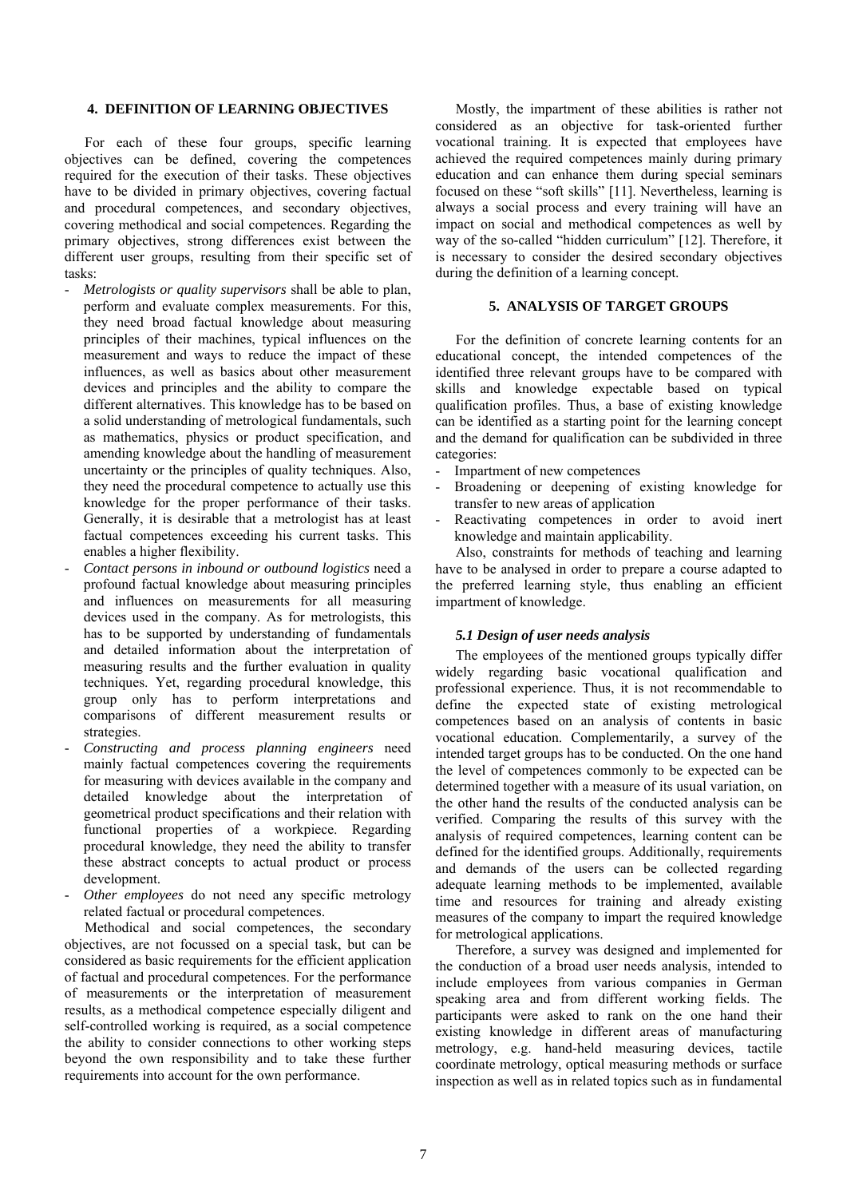## 4. DEFINITION OF LEARNING OBJECTIVES

For each of these four groups, specific learning objectives can be defined, covering the competences required for the execution of their tasks. These objectives have to be divided in primary objectives, covering factual and procedural competences, and secondary objectives, covering methodical and social competences. Regarding the primary objectives, strong differences exist between the different user groups, resulting from their specific set of tasks:

- *Metrologists or quality supervisors* shall be able to plan, perform and evaluate complex measurements. For this, they need broad factual knowledge about measuring principles of their machines, typical influences on the measurement and ways to reduce the impact of these influences, as well as basics about other measurement devices and principles and the ability to compare the different alternatives. This knowledge has to be based on a solid understanding of metrological fundamentals, such as mathematics, physics or product specification, and amending knowledge about the handling of measurement uncertainty or the principles of quality techniques. Also, they need the procedural competence to actually use this knowledge for the proper performance of their tasks. Generally, it is desirable that a metrologist has at least factual competences exceeding his current tasks. This enables a higher flexibility.
- *Contact persons in inbound or outbound logistics* need a profound factual knowledge about measuring principles and influences on measurements for all measuring devices used in the company. As for metrologists, this has to be supported by understanding of fundamentals and detailed information about the interpretation of measuring results and the further evaluation in quality techniques. Yet, regarding procedural knowledge, this group only has to perform interpretations and comparisons of different measurement results or strategies.
- *Constructing and process planning engineers* need mainly factual competences covering the requirements for measuring with devices available in the company and detailed knowledge about the interpretation of geometrical product specifications and their relation with functional properties of a workpiece. Regarding procedural knowledge, they need the ability to transfer these abstract concepts to actual product or process development.
- *Other employees* do not need any specific metrology related factual or procedural competences.

Methodical and social competences, the secondary objectives, are not focussed on a special task, but can be considered as basic requirements for the efficient application of factual and procedural competences. For the performance of measurements or the interpretation of measurement results, as a methodical competence especially diligent and self-controlled working is required, as a social competence the ability to consider connections to other working steps beyond the own responsibility and to take these further requirements into account for the own performance.

Mostly, the impartment of these abilities is rather not considered as an objective for task-oriented further vocational training. It is expected that employees have achieved the required competences mainly during primary education and can enhance them during special seminars focused on these "soft skills" [11]. Nevertheless, learning is always a social process and every training will have an impact on social and methodical competences as well by way of the so-called "hidden curriculum" [12]. Therefore, it is necessary to consider the desired secondary objectives during the definition of a learning concept.

## 5. ANALYSIS OF TARGET GROUPS

For the definition of concrete learning contents for an educational concept, the intended competences of the identified three relevant groups have to be compared with skills and knowledge expectable based on typical qualification profiles. Thus, a base of existing knowledge can be identified as a starting point for the learning concept and the demand for qualification can be subdivided in three categories:

- Impartment of new competences
- Broadening or deepening of existing knowledge for transfer to new areas of application
- Reactivating competences in order to avoid inert knowledge and maintain applicability.

Also, constraints for methods of teaching and learning have to be analysed in order to prepare a course adapted to the preferred learning style, thus enabling an efficient impartment of knowledge.

### *5.1 Design of user needs analysis*

The employees of the mentioned groups typically differ widely regarding basic vocational qualification and professional experience. Thus, it is not recommendable to define the expected state of existing metrological competences based on an analysis of contents in basic vocational education. Complementarily, a survey of the intended target groups has to be conducted. On the one hand the level of competences commonly to be expected can be determined together with a measure of its usual variation, on the other hand the results of the conducted analysis can be verified. Comparing the results of this survey with the analysis of required competences, learning content can be defined for the identified groups. Additionally, requirements and demands of the users can be collected regarding adequate learning methods to be implemented, available time and resources for training and already existing measures of the company to impart the required knowledge for metrological applications.

Therefore, a survey was designed and implemented for the conduction of a broad user needs analysis, intended to include employees from various companies in German speaking area and from different working fields. The participants were asked to rank on the one hand their existing knowledge in different areas of manufacturing metrology, e.g. hand-held measuring devices, tactile coordinate metrology, optical measuring methods or surface inspection as well as in related topics such as in fundamental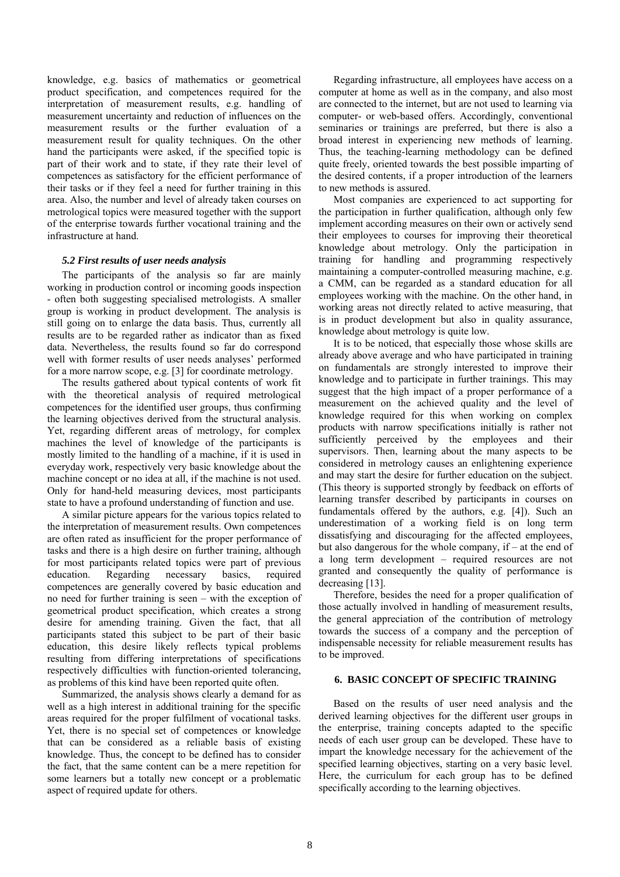knowledge, e.g. basics of mathematics or geometrical product specification, and competences required for the interpretation of measurement results, e.g. handling of measurement uncertainty and reduction of influences on the measurement results or the further evaluation of a measurement result for quality techniques. On the other hand the participants were asked, if the specified topic is part of their work and to state, if they rate their level of competences as satisfactory for the efficient performance of their tasks or if they feel a need for further training in this area. Also, the number and level of already taken courses on metrological topics were measured together with the support of the enterprise towards further vocational training and the infrastructure at hand.

### *5.2 First results of user needs analysis*

The participants of the analysis so far are mainly working in production control or incoming goods inspection - often both suggesting specialised metrologists. A smaller group is working in product development. The analysis is still going on to enlarge the data basis. Thus, currently all results are to be regarded rather as indicator than as fixed data. Nevertheless, the results found so far do correspond well with former results of user needs analyses' performed for a more narrow scope, e.g. [3] for coordinate metrology.

The results gathered about typical contents of work fit with the theoretical analysis of required metrological competences for the identified user groups, thus confirming the learning objectives derived from the structural analysis. Yet, regarding different areas of metrology, for complex machines the level of knowledge of the participants is mostly limited to the handling of a machine, if it is used in everyday work, respectively very basic knowledge about the machine concept or no idea at all, if the machine is not used. Only for hand-held measuring devices, most participants state to have a profound understanding of function and use.

A similar picture appears for the various topics related to the interpretation of measurement results. Own competences are often rated as insufficient for the proper performance of tasks and there is a high desire on further training, although for most participants related topics were part of previous education. Regarding necessary basics, required competences are generally covered by basic education and no need for further training is seen – with the exception of geometrical product specification, which creates a strong desire for amending training. Given the fact, that all participants stated this subject to be part of their basic education, this desire likely reflects typical problems resulting from differing interpretations of specifications respectively difficulties with function-oriented tolerancing, as problems of this kind have been reported quite often.

Summarized, the analysis shows clearly a demand for as well as a high interest in additional training for the specific areas required for the proper fulfilment of vocational tasks. Yet, there is no special set of competences or knowledge that can be considered as a reliable basis of existing knowledge. Thus, the concept to be defined has to consider the fact, that the same content can be a mere repetition for some learners but a totally new concept or a problematic aspect of required update for others.

Regarding infrastructure, all employees have access on a computer at home as well as in the company, and also most are connected to the internet, but are not used to learning via computer- or web-based offers. Accordingly, conventional seminaries or trainings are preferred, but there is also a broad interest in experiencing new methods of learning. Thus, the teaching-learning methodology can be defined quite freely, oriented towards the best possible imparting of the desired contents, if a proper introduction of the learners to new methods is assured.

Most companies are experienced to act supporting for the participation in further qualification, although only few implement according measures on their own or actively send their employees to courses for improving their theoretical knowledge about metrology. Only the participation in training for handling and programming respectively maintaining a computer-controlled measuring machine, e.g. a CMM, can be regarded as a standard education for all employees working with the machine. On the other hand, in working areas not directly related to active measuring, that is in product development but also in quality assurance, knowledge about metrology is quite low.

It is to be noticed, that especially those whose skills are already above average and who have participated in training on fundamentals are strongly interested to improve their knowledge and to participate in further trainings. This may suggest that the high impact of a proper performance of a measurement on the achieved quality and the level of knowledge required for this when working on complex products with narrow specifications initially is rather not sufficiently perceived by the employees and their supervisors. Then, learning about the many aspects to be considered in metrology causes an enlightening experience and may start the desire for further education on the subject. (This theory is supported strongly by feedback on efforts of learning transfer described by participants in courses on fundamentals offered by the authors, e.g. [4]). Such an underestimation of a working field is on long term dissatisfying and discouraging for the affected employees, but also dangerous for the whole company, if – at the end of a long term development – required resources are not granted and consequently the quality of performance is decreasing [13].

Therefore, besides the need for a proper qualification of those actually involved in handling of measurement results, the general appreciation of the contribution of metrology towards the success of a company and the perception of indispensable necessity for reliable measurement results has to be improved.

## 6. BASIC CONCEPT OF SPECIFIC TRAINING

Based on the results of user need analysis and the derived learning objectives for the different user groups in the enterprise, training concepts adapted to the specific needs of each user group can be developed. These have to impart the knowledge necessary for the achievement of the specified learning objectives, starting on a very basic level. Here, the curriculum for each group has to be defined specifically according to the learning objectives.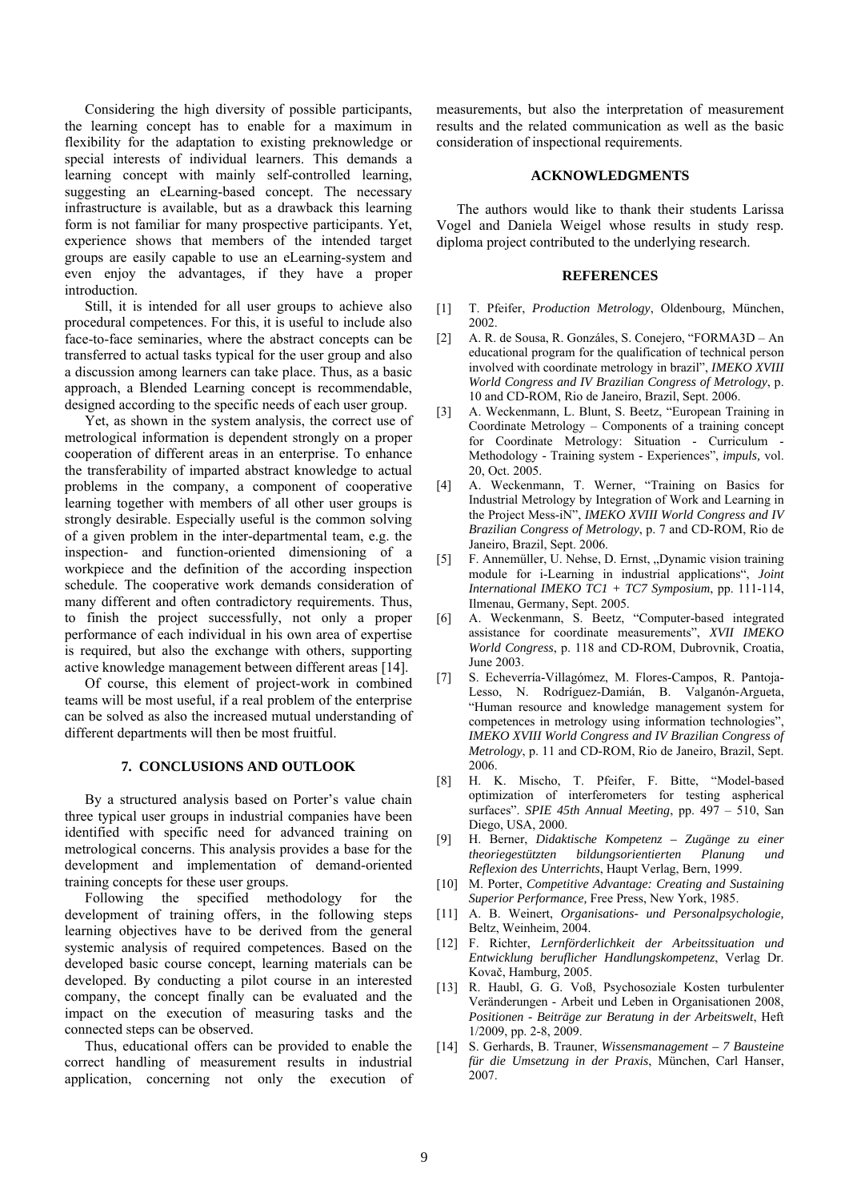Considering the high diversity of possible participants, the learning concept has to enable for a maximum in flexibility for the adaptation to existing preknowledge or special interests of individual learners. This demands a learning concept with mainly self-controlled learning, suggesting an eLearning-based concept. The necessary infrastructure is available, but as a drawback this learning form is not familiar for many prospective participants. Yet, experience shows that members of the intended target groups are easily capable to use an eLearning-system and even enjoy the advantages, if they have a proper introduction.

Still, it is intended for all user groups to achieve also procedural competences. For this, it is useful to include also face-to-face seminaries, where the abstract concepts can be transferred to actual tasks typical for the user group and also a discussion among learners can take place. Thus, as a basic approach, a Blended Learning concept is recommendable, designed according to the specific needs of each user group.

Yet, as shown in the system analysis, the correct use of metrological information is dependent strongly on a proper cooperation of different areas in an enterprise. To enhance the transferability of imparted abstract knowledge to actual problems in the company, a component of cooperative learning together with members of all other user groups is strongly desirable. Especially useful is the common solving of a given problem in the inter-departmental team, e.g. the inspection- and function-oriented dimensioning of a workpiece and the definition of the according inspection schedule. The cooperative work demands consideration of many different and often contradictory requirements. Thus, to finish the project successfully, not only a proper performance of each individual in his own area of expertise is required, but also the exchange with others, supporting active knowledge management between different areas [14].

Of course, this element of project-work in combined teams will be most useful, if a real problem of the enterprise can be solved as also the increased mutual understanding of different departments will then be most fruitful.

## 7. CONCLUSIONS AND OUTLOOK

By a structured analysis based on Porter's value chain three typical user groups in industrial companies have been identified with specific need for advanced training on metrological concerns. This analysis provides a base for the development and implementation of demand-oriented training concepts for these user groups.

Following the specified methodology for the development of training offers, in the following steps learning objectives have to be derived from the general systemic analysis of required competences. Based on the developed basic course concept, learning materials can be developed. By conducting a pilot course in an interested company, the concept finally can be evaluated and the impact on the execution of measuring tasks and the connected steps can be observed.

Thus, educational offers can be provided to enable the correct handling of measurement results in industrial application, concerning not only the execution of measurements, but also the interpretation of measurement results and the related communication as well as the basic consideration of inspectional requirements.

## ACKNOWLEDGMENTS

The authors would like to thank their students Larissa Vogel and Daniela Weigel whose results in study resp. diploma project contributed to the underlying research.

## REFERENCES

[1] T. Pfeifer, *Production Metrology*, Oldenbourg, München, 2002.

[2] A. R. de Sousa, R. Gonzáles, S. Conejero, "FORMA3D – An educational program for the qualification of technical person involved with coordinate metrology in brazil", *IMEKO XVIII World Congress and IV Brazilian Congress of Metrology*, p. 10 and CD-ROM, Rio de Janeiro, Brazil, Sept. 2006.

[3] A. Weckenmann, L. Blunt, S. Beetz, "European Training in Coordinate Metrology – Components of a training concept for Coordinate Metrology: Situation - Curriculum - Methodology - Training system - Experiences", *impuls*, vol. 20, Oct. 2005.

[4] A. Weckenmann, T. Werner, "Training on Basics for Industrial Metrology by Integration of Work and Learning in the Project Mess-iN", *IMEKO XVIII World Congress and IV Brazilian Congress of Metrology*, p. 7 and CD-ROM, Rio de Janeiro, Brazil, Sept. 2006.

[5] F. Annemüller, U. Nehse, D. Ernst, „Dynamic vision training module for i-Learning in industrial applications", *Joint International IMEKO TC1 + TC7 Symposium*, pp. 111-114, Ilmenau, Germany, Sept. 2005.

[6] A. Weckenmann, S. Beetz, "Computer-based integrated assistance for coordinate measurements", *XVII IMEKO World Congress*, p. 118 and CD-ROM, Dubrovnik, Croatia, June 2003.

[7] S. Echeverría-Villagómez, M. Flores-Campos, R. Pantoja-Lesso, N. Rodríguez-Damián, B. Valganón-Argueta, "Human resource and knowledge management system for competences in metrology using information technologies", *IMEKO XVIII World Congress and IV Brazilian Congress of Metrology*, p. 11 and CD-ROM, Rio de Janeiro, Brazil, Sept. 2006.

[8] H. K. Mischo, T. Pfeifer, F. Bitte, "Model-based optimization of interferometers for testing aspherical surfaces". *SPIE 45th Annual Meeting*, pp. 497 – 510, San Diego, USA, 2000.

[9] H. Berner, *Didaktische Kompetenz – Zugänge zu einer theoriegestützten bildungsorientierten Planung und Reflexion des Unterrichts*, Haupt Verlag, Bern, 1999.

[10] M. Porter, *Competitive Advantage: Creating and Sustaining Superior Performance,* Free Press, New York, 1985.

[11] A. B. Weinert, *Organisations- und Personalpsychologie,* Beltz, Weinheim, 2004.

[12] F. Richter, *Lernförderlichkeit der Arbeitssituation und Entwicklung beruflicher Handlungskompetenz*, Verlag Dr. Kovač, Hamburg, 2005.

[13] R. Haubl, G. G. Voß, Psychosoziale Kosten turbulenter Veränderungen - Arbeit und Leben in Organisationen 2008, *Positionen - Beiträge zur Beratung in der Arbeitswelt*, Heft 1/2009, pp. 2-8, 2009.

[14] S. Gerhards, B. Trauner, *Wissensmanagement – 7 Bausteine für die Umsetzung in der Praxis*, München, Carl Hanser, 2007.